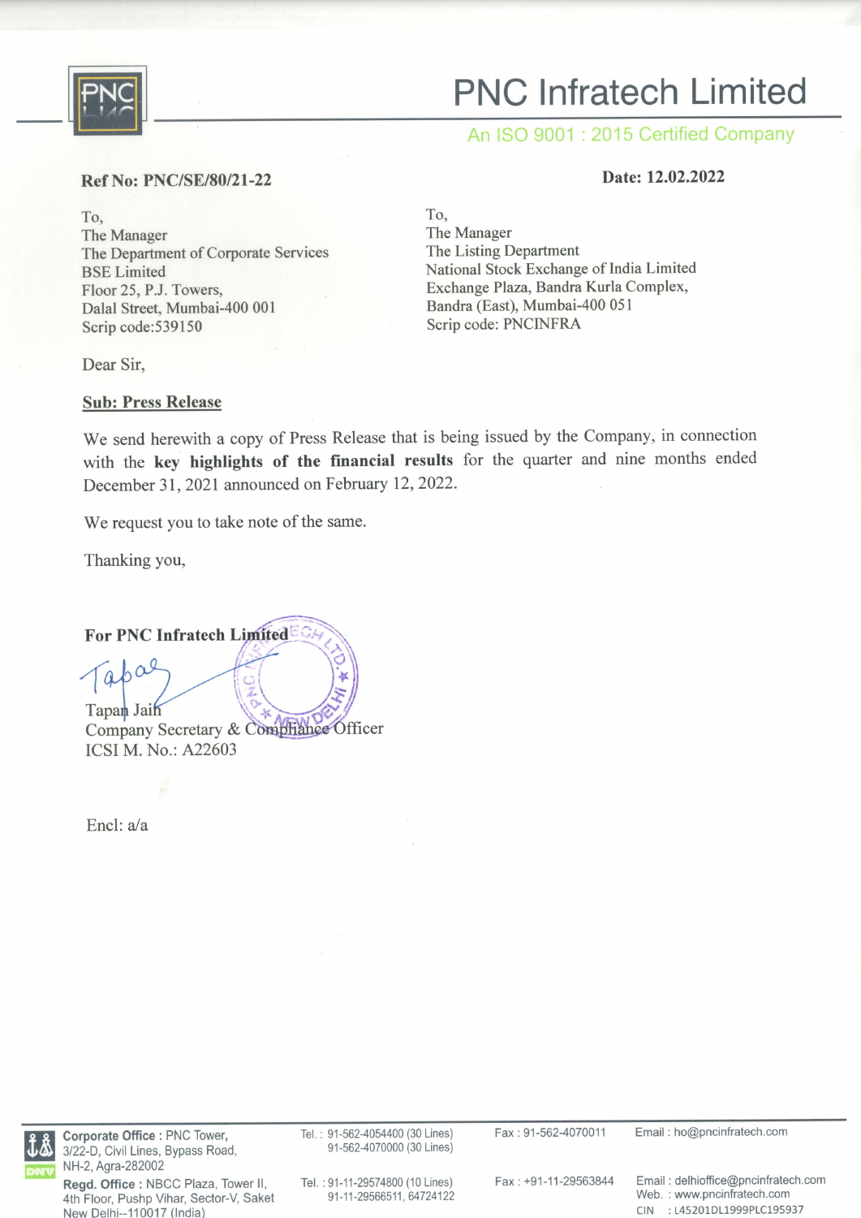# PNC Infratech Limited

An ISO 9001 : 2015 Certified Company

**Ref No: PNC/SE/80/21-22**

**Date: 12.02.2022**

To,
The Manager
The Department of Corporate Services
BSE Limited
Floor 25, P.J. Towers,
Dalal Street, Mumbai-400 001
Scrip code:539150

To,
The Manager
The Listing Department
National Stock Exchange of India Limited
Exchange Plaza, Bandra Kurla Complex,
Bandra (East), Mumbai-400 051
Scrip code: PNCINFRA

Dear Sir,

**Sub: Press Release**

We send herewith a copy of Press Release that is being issued by the Company, in connection with the **key highlights of the financial results** for the quarter and nine months ended December 31, 2021 announced on February 12, 2022.

We request you to take note of the same.

Thanking you,

**For PNC Infratech Limited**

Tapan Jain
Company Secretary & Compliance Officer
ICSI M. No.: A22603

Encl: a/a

**Corporate Office :** PNC Tower, 3/22-D, Civil Lines, Bypass Road, NH-2, Agra-282002 | Tel. : 91-562-4054400 (30 Lines), 91-562-4070000 (30 Lines) | Fax : 91-562-4070011 | Email : ho@pncinfratech.com

**Regd. Office :** NBCC Plaza, Tower II, 4th Floor, Pushp Vihar, Sector-V, Saket New Delhi--110017 (India) | Tel. : 91-11-29574800 (10 Lines), 91-11-29566511, 64724122 | Fax : +91-11-29563844 | Email : delhioffice@pncinfratech.com | Web. : www.pncinfratech.com | CIN : L45201DL1999PLC195937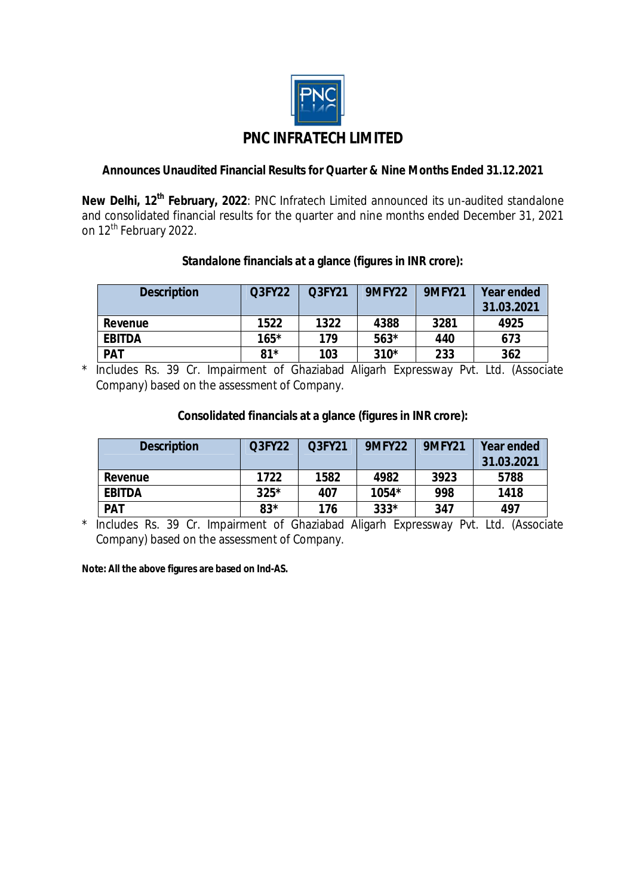# PNC INFRATECH LIMITED

### Announces Unaudited Financial Results for Quarter & Nine Months Ended 31.12.2021

**New Delhi, 12th February, 2022**: PNC Infratech Limited announced its un-audited standalone and consolidated financial results for the quarter and nine months ended December 31, 2021 on 12th February 2022.

**Standalone financials at a glance (figures in INR crore):**

| Description | Q3FY22 | Q3FY21 | 9MFY22 | 9MFY21 | Year ended 31.03.2021 |
|---|---|---|---|---|---|
| **Revenue** | **1522** | **1322** | **4388** | **3281** | **4925** |
| **EBITDA** | **165*** | **179** | **563*** | **440** | **673** |
| **PAT** | **81*** | **103** | **310*** | **233** | **362** |

\* Includes Rs. 39 Cr. Impairment of Ghaziabad Aligarh Expressway Pvt. Ltd. (Associate Company) based on the assessment of Company.

**Consolidated financials at a glance (figures in INR crore):**

| Description | Q3FY22 | Q3FY21 | 9MFY22 | 9MFY21 | Year ended 31.03.2021 |
|---|---|---|---|---|---|
| **Revenue** | **1722** | **1582** | **4982** | **3923** | **5788** |
| **EBITDA** | **325*** | **407** | **1054*** | **998** | **1418** |
| **PAT** | **83*** | **176** | **333*** | **347** | **497** |

\* Includes Rs. 39 Cr. Impairment of Ghaziabad Aligarh Expressway Pvt. Ltd. (Associate Company) based on the assessment of Company.

**Note: All the above figures are based on Ind-AS.**